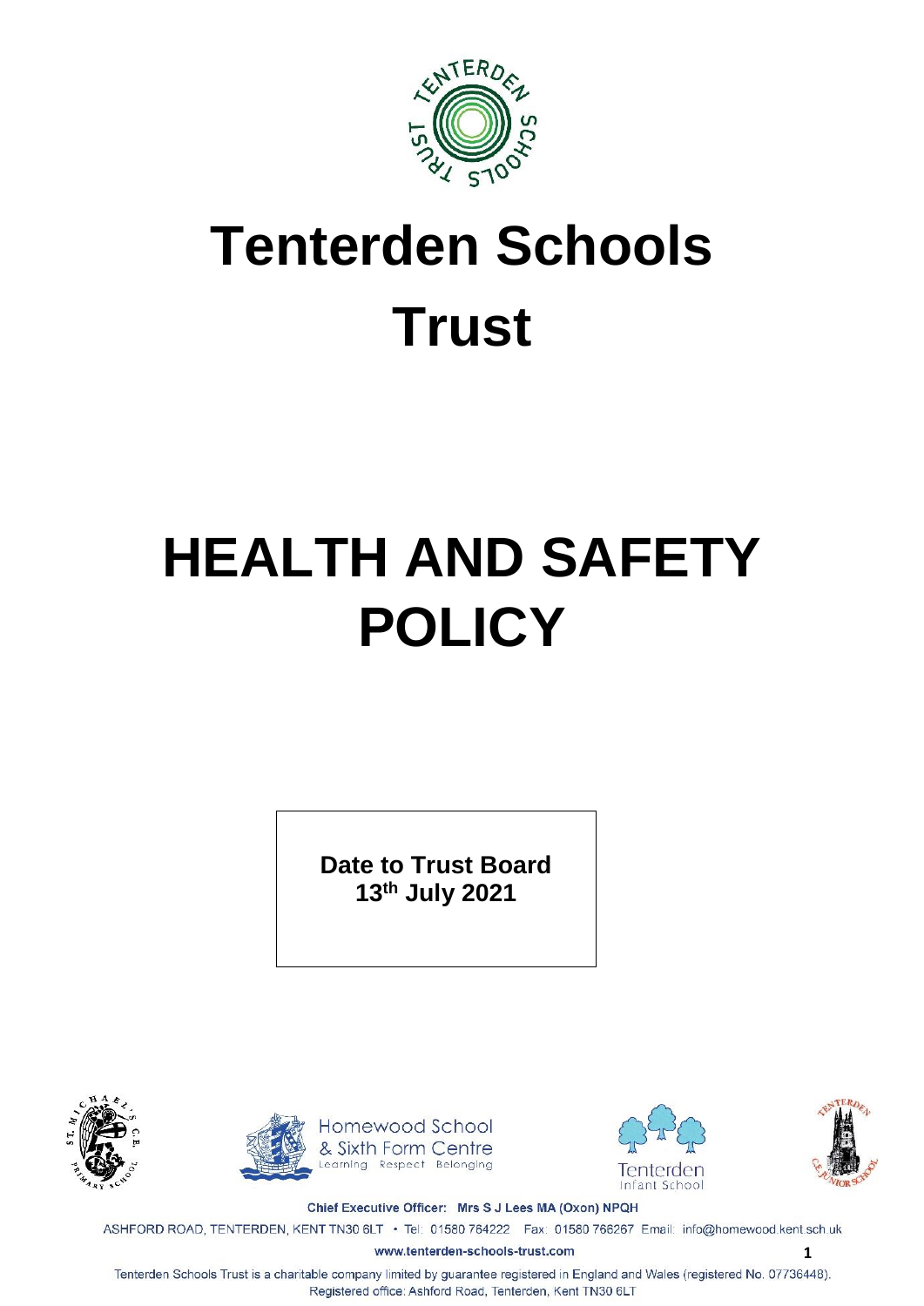# Tenterden Schools Trust

# HEALTH AND SAFETY POLICY

**Date to Trust Board**
**13th July 2021**

Homewood School & Sixth Form Centre
Learning Respect Belonging

Tenterden Infant School

**Chief Executive Officer: Mrs S J Lees MA (Oxon) NPQH**

ASHFORD ROAD, TENTERDEN, KENT TN30 6LT • Tel: 01580 764222 Fax: 01580 766267 Email: info@homewood.kent.sch.uk

**www.tenterden-schools-trust.com**

Tenterden Schools Trust is a charitable company limited by guarantee registered in England and Wales (registered No. 07736448).
Registered office: Ashford Road, Tenterden, Kent TN30 6LT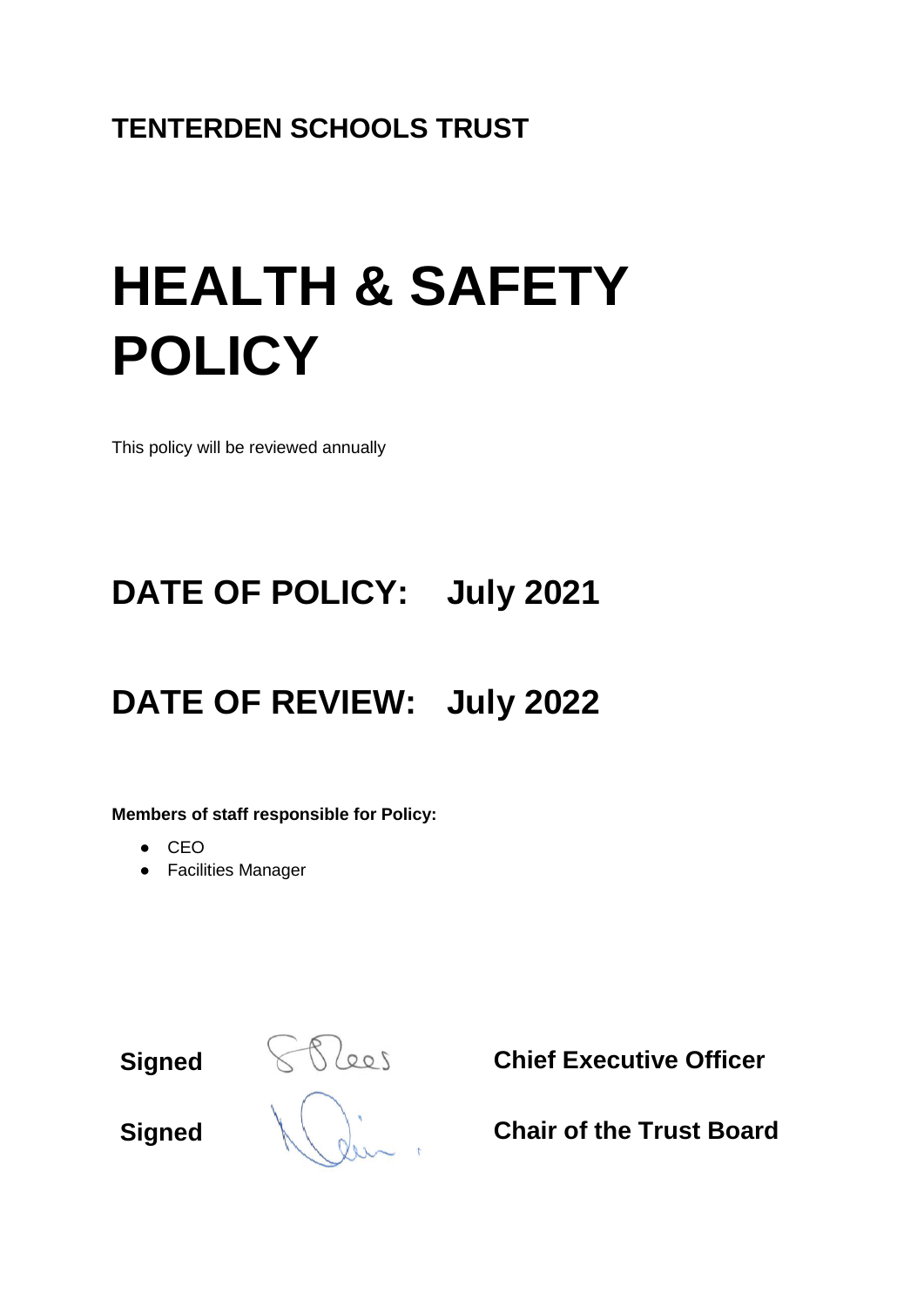**TENTERDEN SCHOOLS TRUST**

# HEALTH & SAFETY POLICY

This policy will be reviewed annually

## DATE OF POLICY: July 2021

## DATE OF REVIEW: July 2022

**Members of staff responsible for Policy:**

- CEO
- Facilities Manager

**Signed** **Chief Executive Officer**

**Signed** **Chair of the Trust Board**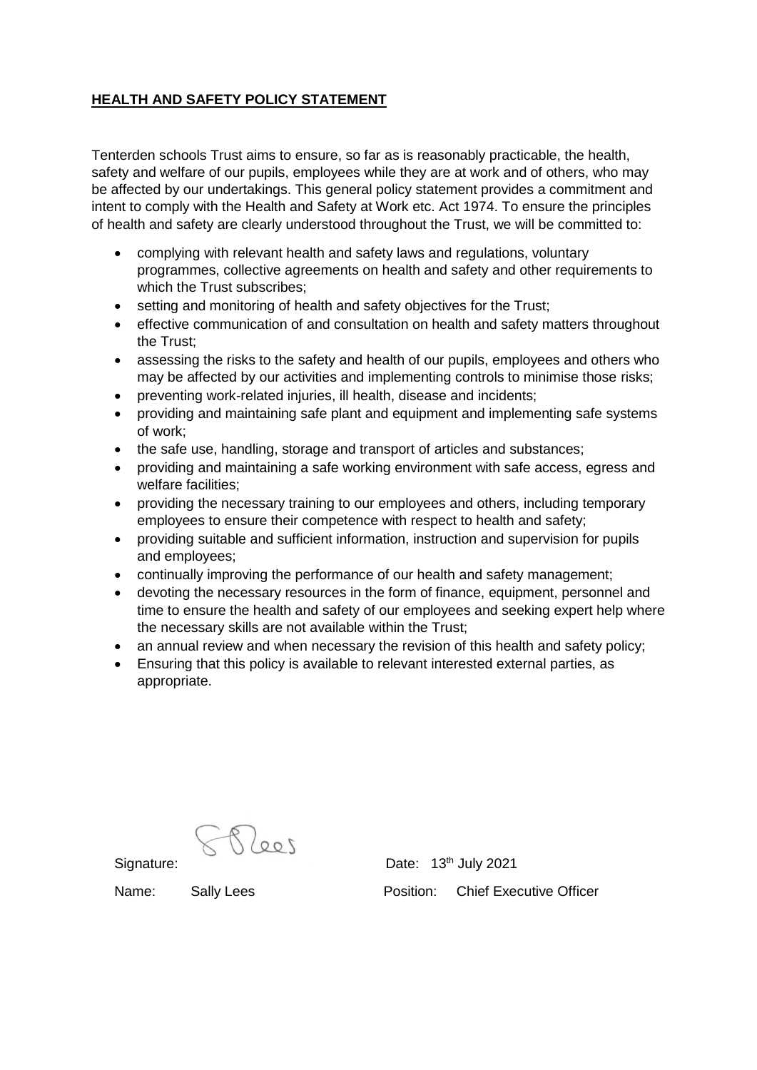**HEALTH AND SAFETY POLICY STATEMENT**

Tenterden schools Trust aims to ensure, so far as is reasonably practicable, the health, safety and welfare of our pupils, employees while they are at work and of others, who may be affected by our undertakings. This general policy statement provides a commitment and intent to comply with the Health and Safety at Work etc. Act 1974. To ensure the principles of health and safety are clearly understood throughout the Trust, we will be committed to:

- complying with relevant health and safety laws and regulations, voluntary programmes, collective agreements on health and safety and other requirements to which the Trust subscribes;
- setting and monitoring of health and safety objectives for the Trust;
- effective communication of and consultation on health and safety matters throughout the Trust;
- assessing the risks to the safety and health of our pupils, employees and others who may be affected by our activities and implementing controls to minimise those risks;
- preventing work-related injuries, ill health, disease and incidents;
- providing and maintaining safe plant and equipment and implementing safe systems of work;
- the safe use, handling, storage and transport of articles and substances;
- providing and maintaining a safe working environment with safe access, egress and welfare facilities;
- providing the necessary training to our employees and others, including temporary employees to ensure their competence with respect to health and safety;
- providing suitable and sufficient information, instruction and supervision for pupils and employees;
- continually improving the performance of our health and safety management;
- devoting the necessary resources in the form of finance, equipment, personnel and time to ensure the health and safety of our employees and seeking expert help where the necessary skills are not available within the Trust;
- an annual review and when necessary the revision of this health and safety policy;
- Ensuring that this policy is available to relevant interested external parties, as appropriate.

Signature: S Lees

Date: 13th July 2021

Name: Sally Lees

Position: Chief Executive Officer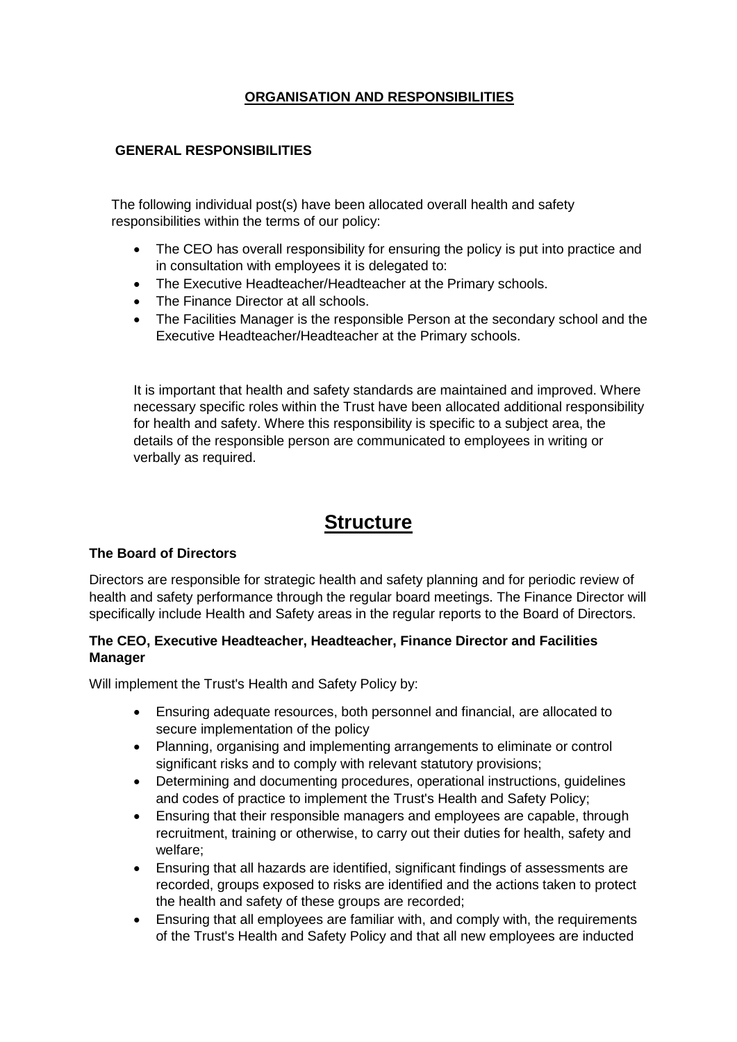## ORGANISATION AND RESPONSIBILITIES

### GENERAL RESPONSIBILITIES

The following individual post(s) have been allocated overall health and safety responsibilities within the terms of our policy:

- The CEO has overall responsibility for ensuring the policy is put into practice and in consultation with employees it is delegated to:
- The Executive Headteacher/Headteacher at the Primary schools.
- The Finance Director at all schools.
- The Facilities Manager is the responsible Person at the secondary school and the Executive Headteacher/Headteacher at the Primary schools.

It is important that health and safety standards are maintained and improved. Where necessary specific roles within the Trust have been allocated additional responsibility for health and safety. Where this responsibility is specific to a subject area, the details of the responsible person are communicated to employees in writing or verbally as required.

# Structure

**The Board of Directors**

Directors are responsible for strategic health and safety planning and for periodic review of health and safety performance through the regular board meetings. The Finance Director will specifically include Health and Safety areas in the regular reports to the Board of Directors.

**The CEO, Executive Headteacher, Headteacher, Finance Director and Facilities Manager**

Will implement the Trust's Health and Safety Policy by:

- Ensuring adequate resources, both personnel and financial, are allocated to secure implementation of the policy
- Planning, organising and implementing arrangements to eliminate or control significant risks and to comply with relevant statutory provisions;
- Determining and documenting procedures, operational instructions, guidelines and codes of practice to implement the Trust's Health and Safety Policy;
- Ensuring that their responsible managers and employees are capable, through recruitment, training or otherwise, to carry out their duties for health, safety and welfare;
- Ensuring that all hazards are identified, significant findings of assessments are recorded, groups exposed to risks are identified and the actions taken to protect the health and safety of these groups are recorded;
- Ensuring that all employees are familiar with, and comply with, the requirements of the Trust's Health and Safety Policy and that all new employees are inducted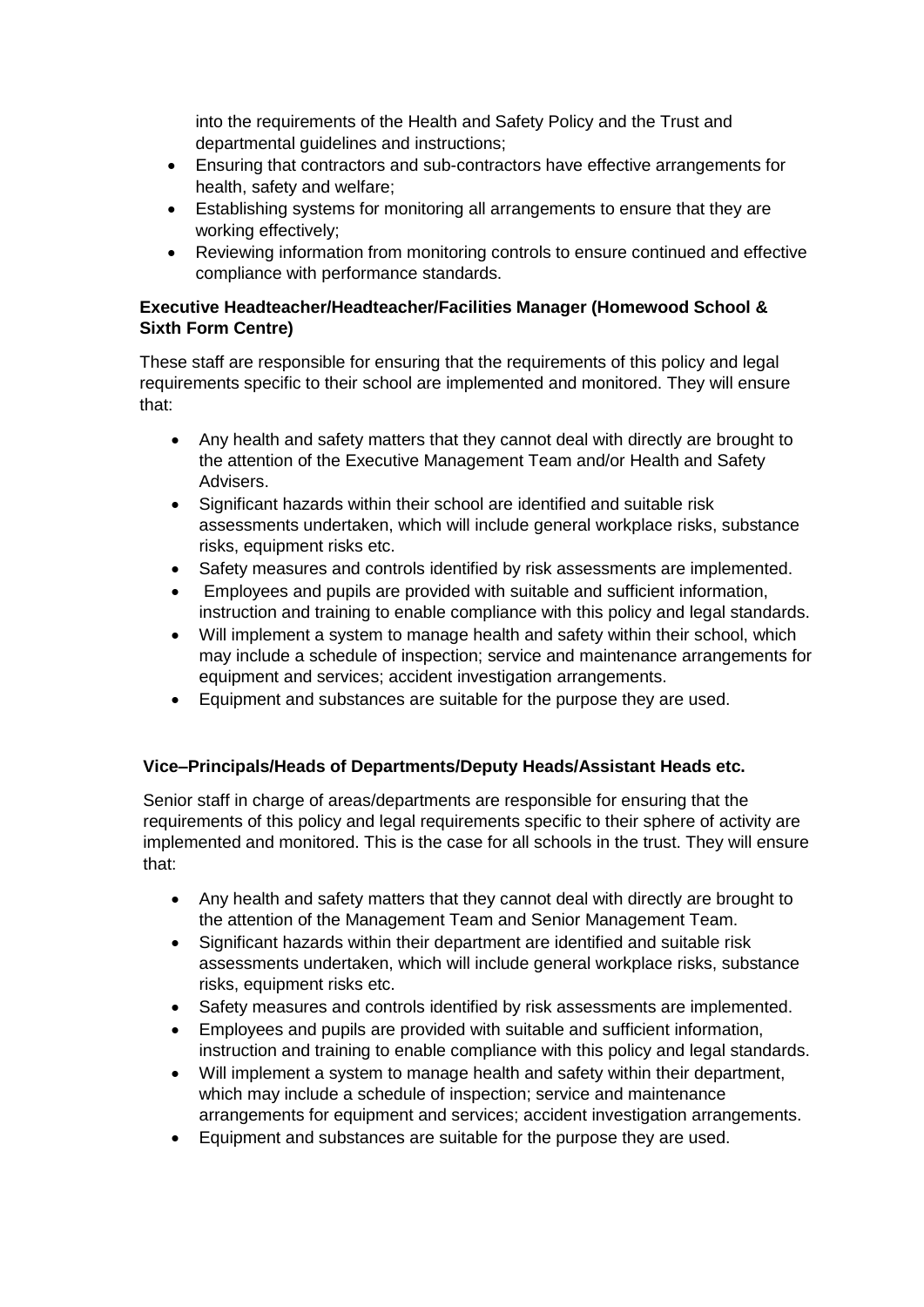into the requirements of the Health and Safety Policy and the Trust and departmental guidelines and instructions;

- Ensuring that contractors and sub-contractors have effective arrangements for health, safety and welfare;
- Establishing systems for monitoring all arrangements to ensure that they are working effectively;
- Reviewing information from monitoring controls to ensure continued and effective compliance with performance standards.

**Executive Headteacher/Headteacher/Facilities Manager (Homewood School & Sixth Form Centre)**

These staff are responsible for ensuring that the requirements of this policy and legal requirements specific to their school are implemented and monitored. They will ensure that:

- Any health and safety matters that they cannot deal with directly are brought to the attention of the Executive Management Team and/or Health and Safety Advisers.
- Significant hazards within their school are identified and suitable risk assessments undertaken, which will include general workplace risks, substance risks, equipment risks etc.
- Safety measures and controls identified by risk assessments are implemented.
- Employees and pupils are provided with suitable and sufficient information, instruction and training to enable compliance with this policy and legal standards.
- Will implement a system to manage health and safety within their school, which may include a schedule of inspection; service and maintenance arrangements for equipment and services; accident investigation arrangements.
- Equipment and substances are suitable for the purpose they are used.

**Vice–Principals/Heads of Departments/Deputy Heads/Assistant Heads etc.**

Senior staff in charge of areas/departments are responsible for ensuring that the requirements of this policy and legal requirements specific to their sphere of activity are implemented and monitored. This is the case for all schools in the trust. They will ensure that:

- Any health and safety matters that they cannot deal with directly are brought to the attention of the Management Team and Senior Management Team.
- Significant hazards within their department are identified and suitable risk assessments undertaken, which will include general workplace risks, substance risks, equipment risks etc.
- Safety measures and controls identified by risk assessments are implemented.
- Employees and pupils are provided with suitable and sufficient information, instruction and training to enable compliance with this policy and legal standards.
- Will implement a system to manage health and safety within their department, which may include a schedule of inspection; service and maintenance arrangements for equipment and services; accident investigation arrangements.
- Equipment and substances are suitable for the purpose they are used.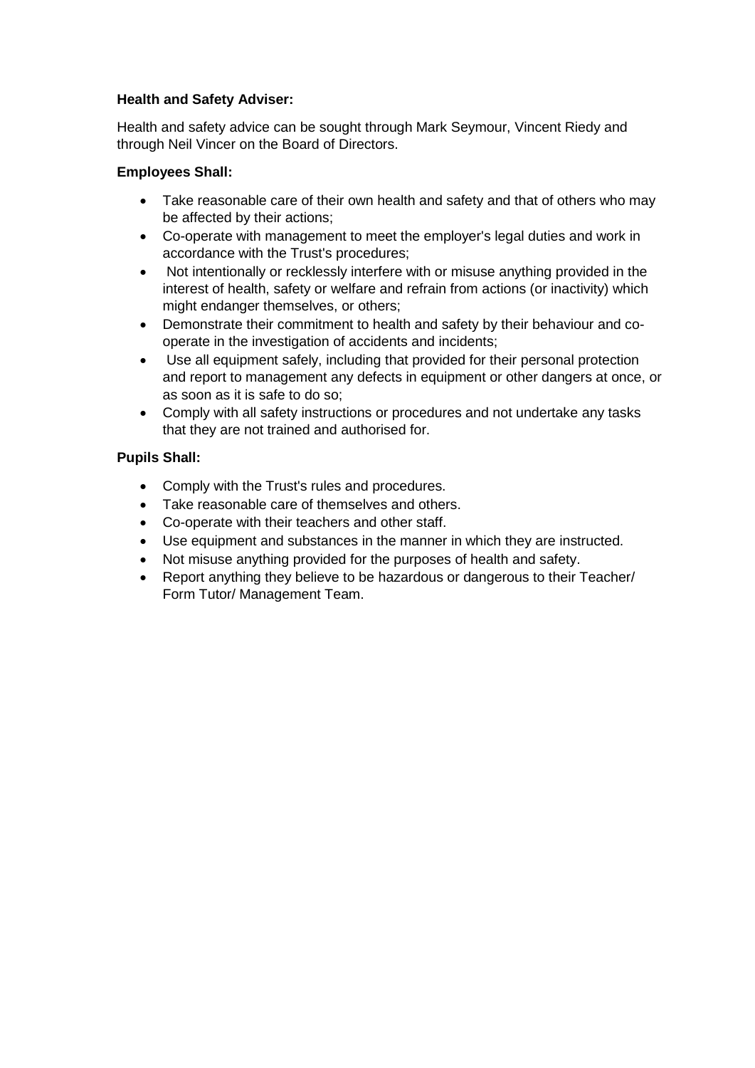**Health and Safety Adviser:**

Health and safety advice can be sought through Mark Seymour, Vincent Riedy and through Neil Vincer on the Board of Directors.

**Employees Shall:**

- Take reasonable care of their own health and safety and that of others who may be affected by their actions;
- Co-operate with management to meet the employer's legal duties and work in accordance with the Trust's procedures;
- Not intentionally or recklessly interfere with or misuse anything provided in the interest of health, safety or welfare and refrain from actions (or inactivity) which might endanger themselves, or others;
- Demonstrate their commitment to health and safety by their behaviour and co-operate in the investigation of accidents and incidents;
- Use all equipment safely, including that provided for their personal protection and report to management any defects in equipment or other dangers at once, or as soon as it is safe to do so;
- Comply with all safety instructions or procedures and not undertake any tasks that they are not trained and authorised for.

**Pupils Shall:**

- Comply with the Trust's rules and procedures.
- Take reasonable care of themselves and others.
- Co-operate with their teachers and other staff.
- Use equipment and substances in the manner in which they are instructed.
- Not misuse anything provided for the purposes of health and safety.
- Report anything they believe to be hazardous or dangerous to their Teacher/ Form Tutor/ Management Team.